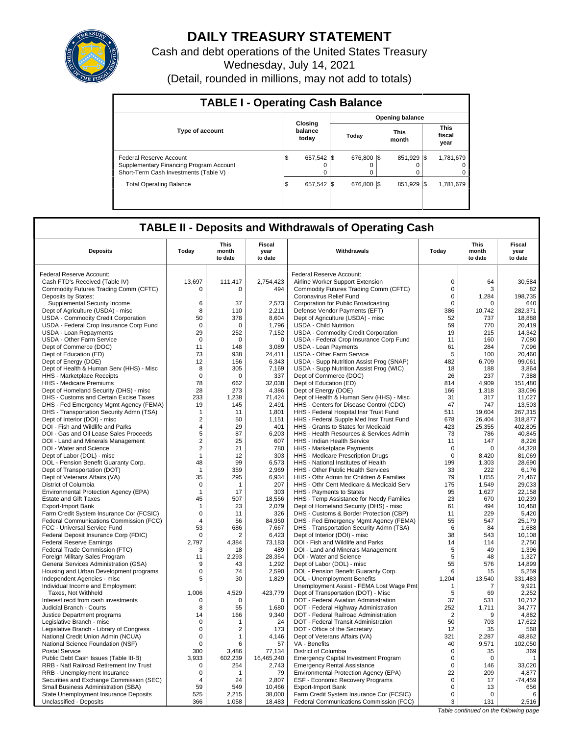# DAILY TREASURY STATEMENT

Cash and debt operations of the United States Treasury

Wednesday, July 14, 2021

(Detail, rounded in millions, may not add to totals)

## TABLE I - Operating Cash Balance

| Type of account | Closing balance today | Opening balance Today | Opening balance This month | Opening balance This fiscal year |
|---|---|---|---|---|
| Federal Reserve Account | $ 657,542 | $ 676,800 | $ 851,929 | $ 1,781,679 |
| Supplementary Financing Program Account | 0 | 0 | 0 | 0 |
| Short-Term Cash Investments (Table V) | 0 | 0 | 0 | 0 |
| Total Operating Balance | $ 657,542 | $ 676,800 | $ 851,929 | $ 1,781,679 |

## TABLE II - Deposits and Withdrawals of Operating Cash

| Deposits | Today | This month to date | Fiscal year to date | Withdrawals | Today | This month to date | Fiscal year to date |
|---|---|---|---|---|---|---|---|
| Federal Reserve Account: | | | | Federal Reserve Account: | | | |
| Cash FTD's Received (Table IV) | 13,697 | 111,417 | 2,754,423 | Airline Worker Support Extension | 0 | 64 | 30,584 |
| Commodity Futures Trading Comm (CFTC) | 0 | 0 | 494 | Commodity Futures Trading Comm (CFTC) | 0 | 3 | 82 |
| Deposits by States: | | | | Coronavirus Relief Fund | 0 | 1,284 | 198,735 |
| Supplemental Security Income | 6 | 37 | 2,573 | Corporation for Public Broadcasting | 0 | 0 | 640 |
| Dept of Agriculture (USDA) - misc | 8 | 110 | 2,211 | Defense Vendor Payments (EFT) | 386 | 10,742 | 282,371 |
| USDA - Commodity Credit Corporation | 50 | 378 | 8,604 | Dept of Agriculture (USDA) - misc | 52 | 737 | 18,888 |
| USDA - Federal Crop Insurance Corp Fund | 0 | 0 | 1,796 | USDA - Child Nutrition | 59 | 770 | 20,419 |
| USDA - Loan Repayments | 29 | 252 | 7,152 | USDA - Commodity Credit Corporation | 19 | 215 | 14,342 |
| USDA - Other Farm Service | 0 | 0 | 0 | USDA - Federal Crop Insurance Corp Fund | 11 | 160 | 7,080 |
| Dept of Commerce (DOC) | 11 | 148 | 3,089 | USDA - Loan Payments | 61 | 284 | 7,096 |
| Dept of Education (ED) | 73 | 938 | 24,411 | USDA - Other Farm Service | 5 | 100 | 20,460 |
| Dept of Energy (DOE) | 12 | 156 | 6,343 | USDA - Supp Nutrition Assist Prog (SNAP) | 482 | 6,709 | 99,061 |
| Dept of Health & Human Serv (HHS) - Misc | 8 | 305 | 7,169 | USDA - Supp Nutrition Assist Prog (WIC) | 18 | 188 | 3,864 |
| HHS - Marketplace Receipts | 0 | 0 | 337 | Dept of Commerce (DOC) | 26 | 237 | 7,388 |
| HHS - Medicare Premiums | 78 | 662 | 32,038 | Dept of Education (ED) | 814 | 4,909 | 151,480 |
| Dept of Homeland Security (DHS) - misc | 28 | 273 | 4,386 | Dept of Energy (DOE) | 166 | 1,318 | 33,096 |
| DHS - Customs and Certain Excise Taxes | 233 | 1,238 | 71,424 | Dept of Health & Human Serv (HHS) - Misc | 31 | 317 | 11,027 |
| DHS - Fed Emergency Mgmt Agency (FEMA) | 19 | 145 | 2,491 | HHS - Centers for Disease Control (CDC) | 47 | 747 | 13,503 |
| DHS - Transportation Security Admn (TSA) | 1 | 11 | 1,801 | HHS - Federal Hospital Insr Trust Fund | 511 | 19,604 | 267,315 |
| Dept of Interior (DOI) - misc | 2 | 50 | 1,151 | HHS - Federal Supple Med Insr Trust Fund | 678 | 26,404 | 318,877 |
| DOI - Fish and Wildlife and Parks | 4 | 29 | 401 | HHS - Grants to States for Medicaid | 423 | 25,355 | 402,805 |
| DOI - Gas and Oil Lease Sales Proceeds | 5 | 87 | 6,203 | HHS - Health Resources & Services Admin | 73 | 786 | 40,845 |
| DOI - Land and Minerals Management | 2 | 25 | 607 | HHS - Indian Health Service | 11 | 147 | 8,226 |
| DOI - Water and Science | 2 | 21 | 780 | HHS - Marketplace Payments | 0 | 0 | 44,328 |
| Dept of Labor (DOL) - misc | 1 | 12 | 303 | HHS - Medicare Prescription Drugs | 0 | 8,420 | 81,069 |
| DOL - Pension Benefit Guaranty Corp. | 48 | 99 | 6,573 | HHS - National Institutes of Health | 199 | 1,303 | 28,690 |
| Dept of Transportation (DOT) | 1 | 359 | 2,969 | HHS - Other Public Health Services | 33 | 222 | 6,176 |
| Dept of Veterans Affairs (VA) | 35 | 295 | 6,934 | HHS - Othr Admin for Children & Families | 79 | 1,055 | 21,467 |
| District of Columbia | 0 | 1 | 207 | HHS - Othr Cent Medicare & Medicaid Serv | 175 | 1,549 | 29,033 |
| Environmental Protection Agency (EPA) | 1 | 17 | 303 | HHS - Payments to States | 95 | 1,627 | 22,158 |
| Estate and Gift Taxes | 45 | 507 | 18,556 | HHS - Temp Assistance for Needy Families | 23 | 670 | 10,239 |
| Export-Import Bank | 1 | 23 | 2,079 | Dept of Homeland Security (DHS) - misc | 61 | 494 | 10,468 |
| Farm Credit System Insurance Cor (FCSIC) | 0 | 11 | 326 | DHS - Customs & Border Protection (CBP) | 11 | 229 | 5,420 |
| Federal Communications Commission (FCC) | 4 | 56 | 84,950 | DHS - Fed Emergency Mgmt Agency (FEMA) | 55 | 547 | 25,179 |
| FCC - Universal Service Fund | 53 | 686 | 7,667 | DHS - Transportation Security Admn (TSA) | 6 | 84 | 1,688 |
| Federal Deposit Insurance Corp (FDIC) | 0 | 2 | 6,423 | Dept of Interior (DOI) - misc | 38 | 543 | 10,108 |
| Federal Reserve Earnings | 2,797 | 4,384 | 73,183 | DOI - Fish and Wildlife and Parks | 14 | 114 | 2,750 |
| Federal Trade Commission (FTC) | 3 | 18 | 489 | DOI - Land and Minerals Management | 5 | 49 | 1,396 |
| Foreign Military Sales Program | 11 | 2,293 | 28,354 | DOI - Water and Science | 5 | 48 | 1,327 |
| General Services Administration (GSA) | 9 | 43 | 1,292 | Dept of Labor (DOL) - misc | 55 | 576 | 14,899 |
| Housing and Urban Development programs | 0 | 74 | 2,590 | DOL - Pension Benefit Guaranty Corp. | 6 | 15 | 5,259 |
| Independent Agencies - misc | 5 | 30 | 1,829 | DOL - Unemployment Benefits | 1,204 | 13,540 | 331,483 |
| Individual Income and Employment | | | | Unemployment Assist - FEMA Lost Wage Pmt | 1 | 7 | 9,921 |
| Taxes, Not Withheld | 1,006 | 4,529 | 423,779 | Dept of Transportation (DOT) - Misc | 5 | 69 | 2,252 |
| Interest recd from cash investments | 0 | 0 | 0 | DOT - Federal Aviation Administration | 37 | 531 | 10,712 |
| Judicial Branch - Courts | 8 | 55 | 1,680 | DOT - Federal Highway Administration | 252 | 1,711 | 34,777 |
| Justice Department programs | 14 | 166 | 9,340 | DOT - Federal Railroad Administration | 2 | 9 | 4,882 |
| Legislative Branch - misc | 0 | 1 | 24 | DOT - Federal Transit Administration | 50 | 703 | 17,622 |
| Legislative Branch - Library of Congress | 0 | 2 | 173 | DOT - Office of the Secretary | 12 | 35 | 568 |
| National Credit Union Admin (NCUA) | 0 | 1 | 4,146 | Dept of Veterans Affairs (VA) | 321 | 2,287 | 48,862 |
| National Science Foundation (NSF) | 0 | 6 | 57 | VA - Benefits | 40 | 9,571 | 102,050 |
| Postal Service | 300 | 3,486 | 77,134 | District of Columbia | 0 | 35 | 369 |
| Public Debt Cash Issues (Table III-B) | 3,933 | 602,239 | 16,465,240 | Emergency Capital Investment Program | 0 | 0 | 1 |
| RRB - Natl Railroad Retirement Inv Trust | 0 | 254 | 2,743 | Emergency Rental Assistance | 0 | 146 | 33,020 |
| RRB - Unemployment Insurance | 0 | 1 | 79 | Environmental Protection Agency (EPA) | 22 | 209 | 4,877 |
| Securities and Exchange Commission (SEC) | 4 | 24 | 2,807 | ESF - Economic Recovery Programs | 0 | 17 | -74,459 |
| Small Business Administration (SBA) | 59 | 549 | 10,466 | Export-Import Bank | 0 | 13 | 656 |
| State Unemployment Insurance Deposits | 525 | 2,215 | 38,000 | Farm Credit System Insurance Cor (FCSIC) | 0 | 0 | 6 |
| Unclassified - Deposits | 366 | 1,058 | 18,483 | Federal Communications Commission (FCC) | 3 | 131 | 2,516 |

*Table continued on the following page*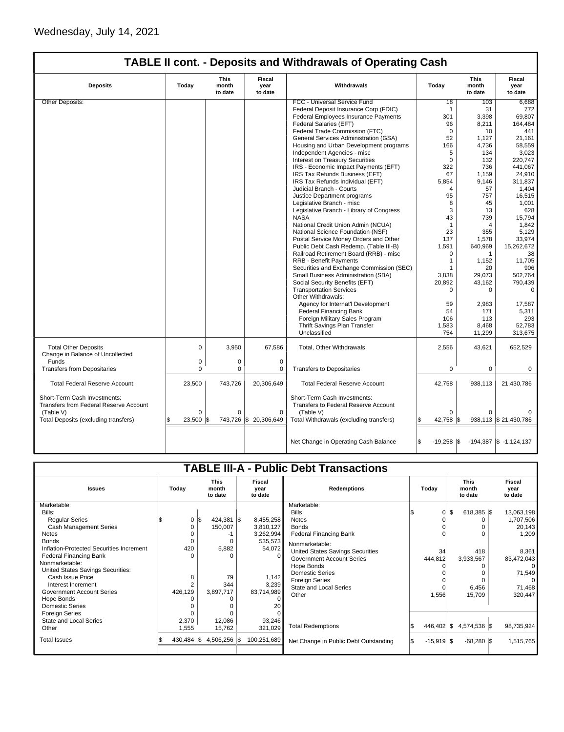Wednesday, July 14, 2021

## TABLE II cont. - Deposits and Withdrawals of Operating Cash

| Deposits | Today | This month to date | Fiscal year to date | Withdrawals | Today | This month to date | Fiscal year to date |
|---|---|---|---|---|---|---|---|
| Other Deposits: | | | | FCC - Universal Service Fund | 18 | 103 | 6,688 |
| | | | | Federal Deposit Insurance Corp (FDIC) | 1 | 31 | 772 |
| | | | | Federal Employees Insurance Payments | 301 | 3,398 | 69,807 |
| | | | | Federal Salaries (EFT) | 96 | 8,211 | 164,484 |
| | | | | Federal Trade Commission (FTC) | 0 | 10 | 441 |
| | | | | General Services Administration (GSA) | 52 | 1,127 | 21,161 |
| | | | | Housing and Urban Development programs | 166 | 4,736 | 58,559 |
| | | | | Independent Agencies - misc | 5 | 134 | 3,023 |
| | | | | Interest on Treasury Securities | 0 | 132 | 220,747 |
| | | | | IRS - Economic Impact Payments (EFT) | 322 | 736 | 441,067 |
| | | | | IRS Tax Refunds Business (EFT) | 67 | 1,159 | 24,910 |
| | | | | IRS Tax Refunds Individual (EFT) | 5,854 | 9,146 | 311,837 |
| | | | | Judicial Branch - Courts | 4 | 57 | 1,404 |
| | | | | Justice Department programs | 95 | 757 | 16,515 |
| | | | | Legislative Branch - misc | 8 | 45 | 1,001 |
| | | | | Legislative Branch - Library of Congress | 3 | 13 | 628 |
| | | | | NASA | 43 | 739 | 15,794 |
| | | | | National Credit Union Admin (NCUA) | 1 | 4 | 1,842 |
| | | | | National Science Foundation (NSF) | 23 | 355 | 5,129 |
| | | | | Postal Service Money Orders and Other | 137 | 1,578 | 33,974 |
| | | | | Public Debt Cash Redemp. (Table III-B) | 1,591 | 640,969 | 15,262,672 |
| | | | | Railroad Retirement Board (RRB) - misc | 0 | 1 | 38 |
| | | | | RRB - Benefit Payments | 1 | 1,152 | 11,705 |
| | | | | Securities and Exchange Commission (SEC) | 1 | 20 | 906 |
| | | | | Small Business Administration (SBA) | 3,838 | 29,073 | 502,764 |
| | | | | Social Security Benefits (EFT) | 20,892 | 43,162 | 790,439 |
| | | | | Transportation Services | 0 | 0 | 0 |
| | | | | Other Withdrawals: | | | |
| | | | | Agency for Internat'l Development | 59 | 2,983 | 17,587 |
| | | | | Federal Financing Bank | 54 | 171 | 5,311 |
| | | | | Foreign Military Sales Program | 106 | 113 | 293 |
| | | | | Thrift Savings Plan Transfer | 1,583 | 8,468 | 52,783 |
| | | | | Unclassified | 754 | 11,299 | 313,675 |
| Total Other Deposits | 0 | 3,950 | 67,586 | Total, Other Withdrawals | 2,556 | 43,621 | 652,529 |
| Change in Balance of Uncollected Funds | 0 | 0 | 0 | | | | |
| Transfers from Depositaries | 0 | 0 | 0 | Transfers to Depositaries | 0 | 0 | 0 |
| Total Federal Reserve Account | 23,500 | 743,726 | 20,306,649 | Total Federal Reserve Account | 42,758 | 938,113 | 21,430,786 |
| Short-Term Cash Investments: Transfers from Federal Reserve Account (Table V) | 0 | 0 | 0 | Short-Term Cash Investments: Transfers to Federal Reserve Account (Table V) | 0 | 0 | 0 |
| Total Deposits (excluding transfers) | $ 23,500 | $ 743,726 | $ 20,306,649 | Total Withdrawals (excluding transfers) | $ 42,758 | $ 938,113 | $ 21,430,786 |
| | | | | Net Change in Operating Cash Balance | $ -19,258 | $ -194,387 | $ -1,124,137 |

## TABLE III-A - Public Debt Transactions

| Issues | Today | This month to date | Fiscal year to date | Redemptions | Today | This month to date | Fiscal year to date |
|---|---|---|---|---|---|---|---|
| Marketable: | | | | Marketable: | | | |
| Bills: | | | | Bills | $ 0 | $ 618,385 | $ 13,063,198 |
| Regular Series | $ 0 | $ 424,381 | $ 8,455,258 | Notes | 0 | 0 | 1,707,506 |
| Cash Management Series | 0 | 150,007 | 3,810,127 | Bonds | 0 | 0 | 20,143 |
| Notes | 0 | -1 | 3,262,994 | Federal Financing Bank | 0 | 0 | 1,209 |
| Bonds | 0 | 0 | 535,573 | Nonmarketable: | | | |
| Inflation-Protected Securities Increment | 420 | 5,882 | 54,072 | United States Savings Securities | 34 | 418 | 8,361 |
| Federal Financing Bank | 0 | 0 | 0 | Government Account Series | 444,812 | 3,933,567 | 83,472,043 |
| Nonmarketable: | | | | Hope Bonds | 0 | 0 | 0 |
| United States Savings Securities: | | | | Domestic Series | 0 | 0 | 71,549 |
| Cash Issue Price | 8 | 79 | 1,142 | Foreign Series | 0 | 0 | 0 |
| Interest Increment | 2 | 344 | 3,239 | State and Local Series | 0 | 6,456 | 71,468 |
| Government Account Series | 426,129 | 3,897,717 | 83,714,989 | Other | 1,556 | 15,709 | 320,447 |
| Hope Bonds | 0 | 0 | 0 | | | | |
| Domestic Series | 0 | 0 | 20 | | | | |
| Foreign Series | 0 | 0 | 0 | | | | |
| State and Local Series | 2,370 | 12,086 | 93,246 | | | | |
| Other | 1,555 | 15,762 | 321,029 | Total Redemptions | $ 446,402 | $ 4,574,536 | $ 98,735,924 |
| Total Issues | $ 430,484 | $ 4,506,256 | $ 100,251,689 | Net Change in Public Debt Outstanding | $ -15,919 | $ -68,280 | $ 1,515,765 |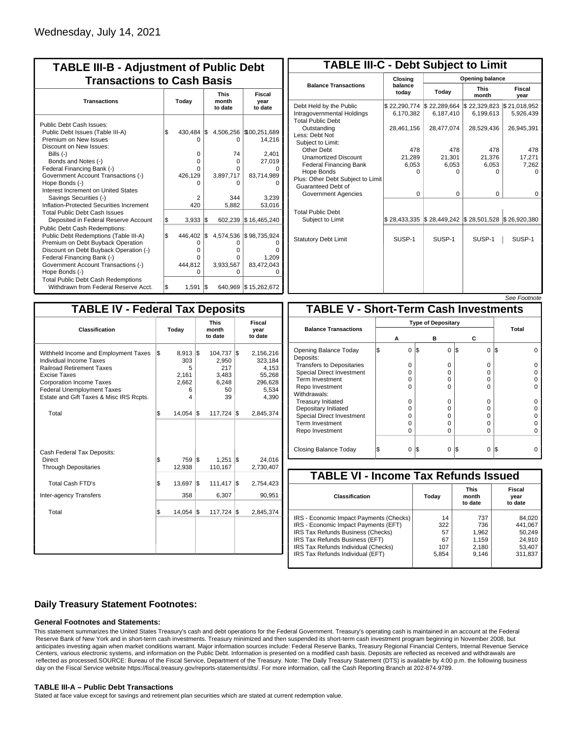Wednesday, July 14, 2021

## TABLE III-B - Adjustment of Public Debt Transactions to Cash Basis

| Transactions | Today | This month to date | Fiscal year to date |
|---|---|---|---|
| Public Debt Cash Issues: | | | |
| Public Debt Issues (Table III-A) | $ 430,484 | $ 4,506,256 | $ 100,251,689 |
| Premium on New Issues | 0 | 0 | 14,216 |
| Discount on New Issues: | | | |
| Bills (-) | 0 | 74 | 2,401 |
| Bonds and Notes (-) | 0 | 0 | 27,019 |
| Federal Financing Bank (-) | 0 | 0 | 0 |
| Government Account Transactions (-) | 426,129 | 3,897,717 | 83,714,989 |
| Hope Bonds (-) | 0 | 0 | 0 |
| Interest Increment on United States Savings Securities (-) | 2 | 344 | 3,239 |
| Inflation-Protected Securities Increment | 420 | 5,882 | 53,016 |
| Total Public Debt Cash Issues Deposited in Federal Reserve Account | $ 3,933 | $ 602,239 | $ 16,465,240 |
| Public Debt Cash Redemptions: | | | |
| Public Debt Redemptions (Table III-A) | $ 446,402 | $ 4,574,536 | $ 98,735,924 |
| Premium on Debt Buyback Operation | 0 | 0 | 0 |
| Discount on Debt Buyback Operation (-) | 0 | 0 | 0 |
| Federal Financing Bank (-) | 0 | 0 | 1,209 |
| Government Account Transactions (-) | 444,812 | 3,933,567 | 83,472,043 |
| Hope Bonds (-) | 0 | 0 | 0 |
| Total Public Debt Cash Redemptions Withdrawn from Federal Reserve Acct. | $ 1,591 | $ 640,969 | $ 15,262,672 |

## TABLE III-C - Debt Subject to Limit

| Balance Transactions | Closing balance today | Opening balance Today | Opening balance This month | Opening balance Fiscal year |
|---|---|---|---|---|
| Debt Held by the Public | $ 22,290,774 | $ 22,289,664 | $ 22,329,823 | $ 21,018,952 |
| Intragovernmental Holdings | 6,170,382 | 6,187,410 | 6,199,613 | 5,926,439 |
| Total Public Debt Outstanding | 28,461,156 | 28,477,074 | 28,529,436 | 26,945,391 |
| Less: Debt Not Subject to Limit: | | | | |
| Other Debt | 478 | 478 | 478 | 478 |
| Unamortized Discount | 21,289 | 21,301 | 21,376 | 17,271 |
| Federal Financing Bank | 6,053 | 6,053 | 6,053 | 7,262 |
| Hope Bonds | 0 | 0 | 0 | 0 |
| Plus: Other Debt Subject to Limit Guaranteed Debt of Government Agencies | 0 | 0 | 0 | 0 |
| Total Public Debt Subject to Limit | $ 28,433,335 | $ 28,449,242 | $ 28,501,528 | $ 26,920,380 |
| Statutory Debt Limit | SUSP-1 | SUSP-1 | SUSP-1 | SUSP-1 |

*See Footnote*

## TABLE IV - Federal Tax Deposits

| Classification | Today | This month to date | Fiscal year to date |
|---|---|---|---|
| Withheld Income and Employment Taxes | $ 8,913 | $ 104,737 | $ 2,156,216 |
| Individual Income Taxes | 303 | 2,950 | 323,184 |
| Railroad Retirement Taxes | 5 | 217 | 4,153 |
| Excise Taxes | 2,161 | 3,483 | 55,268 |
| Corporation Income Taxes | 2,662 | 6,248 | 296,628 |
| Federal Unemployment Taxes | 6 | 50 | 5,534 |
| Estate and Gift Taxes & Misc IRS Rcpts. | 4 | 39 | 4,390 |
| Total | $ 14,054 | $ 117,724 | $ 2,845,374 |
| Cash Federal Tax Deposits: | | | |
| Direct | $ 759 | $ 1,251 | $ 24,016 |
| Through Depositaries | 12,938 | 110,167 | 2,730,407 |
| Total Cash FTD's | $ 13,697 | $ 111,417 | $ 2,754,423 |
| Inter-agency Transfers | 358 | 6,307 | 90,951 |
| Total | $ 14,054 | $ 117,724 | $ 2,845,374 |

## TABLE V - Short-Term Cash Investments

| Balance Transactions | Type of Depositary A | B | C | Total |
|---|---|---|---|---|
| Opening Balance Today | $ 0 | $ 0 | $ 0 | $ 0 |
| Deposits: | | | | |
| Transfers to Depositaries | 0 | 0 | 0 | 0 |
| Special Direct Investment | 0 | 0 | 0 | 0 |
| Term Investment | 0 | 0 | 0 | 0 |
| Repo Investment | 0 | 0 | 0 | 0 |
| Withdrawals: | | | | |
| Treasury Initiated | 0 | 0 | 0 | 0 |
| Depositary Initiated | 0 | 0 | 0 | 0 |
| Special Direct Investment | 0 | 0 | 0 | 0 |
| Term Investment | 0 | 0 | 0 | 0 |
| Repo Investment | 0 | 0 | 0 | 0 |
| Closing Balance Today | $ 0 | $ 0 | $ 0 | $ 0 |

## TABLE VI - Income Tax Refunds Issued

| Classification | Today | This month to date | Fiscal year to date |
|---|---|---|---|
| IRS - Economic Impact Payments (Checks) | 14 | 737 | 84,020 |
| IRS - Economic Impact Payments (EFT) | 322 | 736 | 441,067 |
| IRS Tax Refunds Business (Checks) | 57 | 1,962 | 50,249 |
| IRS Tax Refunds Business (EFT) | 67 | 1,159 | 24,910 |
| IRS Tax Refunds Individual (Checks) | 107 | 2,180 | 53,407 |
| IRS Tax Refunds Individual (EFT) | 5,854 | 9,146 | 311,837 |

### Daily Treasury Statement Footnotes:

**General Footnotes and Statements:**

This statement summarizes the United States Treasury's cash and debt operations for the Federal Government. Treasury's operating cash is maintained in an account at the Federal Reserve Bank of New York and in short-term cash investments. Treasury minimized and then suspended its short-term cash investment program beginning in November 2008, but anticipates investing again when market conditions warrant. Major information sources include: Federal Reserve Banks, Treasury Regional Financial Centers, Internal Revenue Service Centers, various electronic systems, and information on the Public Debt. Information is presented on a modified cash basis. Deposits are reflected as received and withdrawals are reflected as processed.SOURCE: Bureau of the Fiscal Service, Department of the Treasury. Note: The Daily Treasury Statement (DTS) is available by 4:00 p.m. the following business day on the Fiscal Service website https://fiscal.treasury.gov/reports-statements/dts/. For more information, call the Cash Reporting Branch at 202-874-9789.

**TABLE III-A – Public Debt Transactions**

Stated at face value except for savings and retirement plan securities which are stated at current redemption value.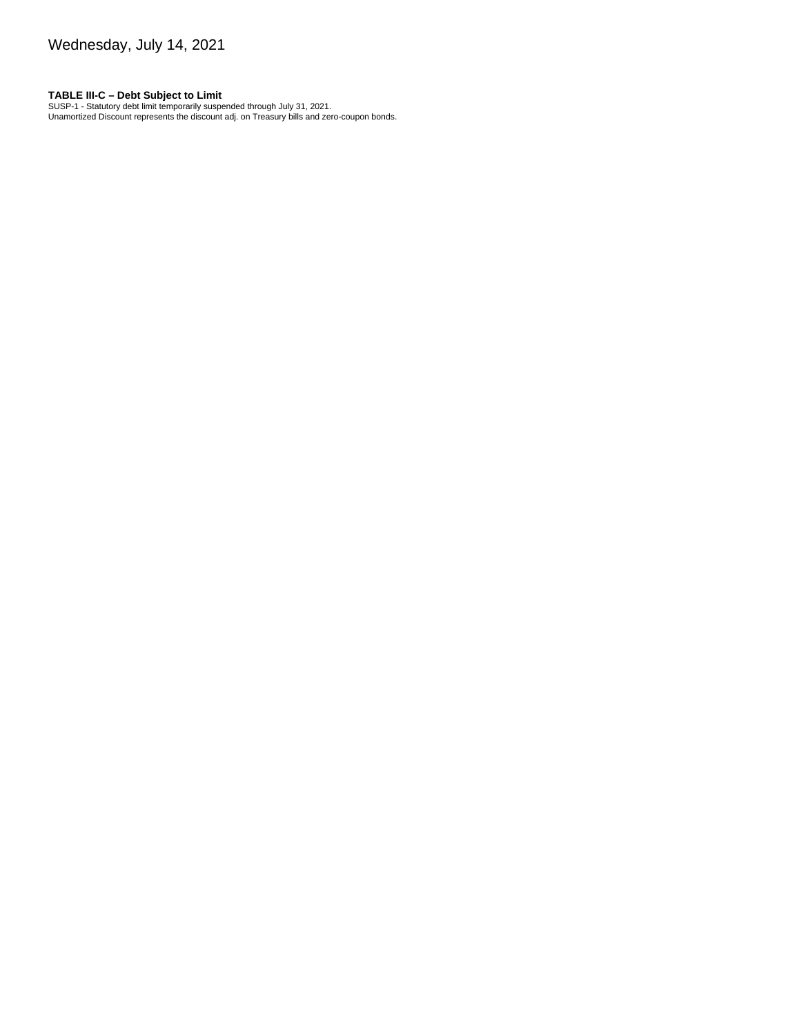Wednesday, July 14, 2021

**TABLE III-C – Debt Subject to Limit**

SUSP-1 - Statutory debt limit temporarily suspended through July 31, 2021.

Unamortized Discount represents the discount adj. on Treasury bills and zero-coupon bonds.